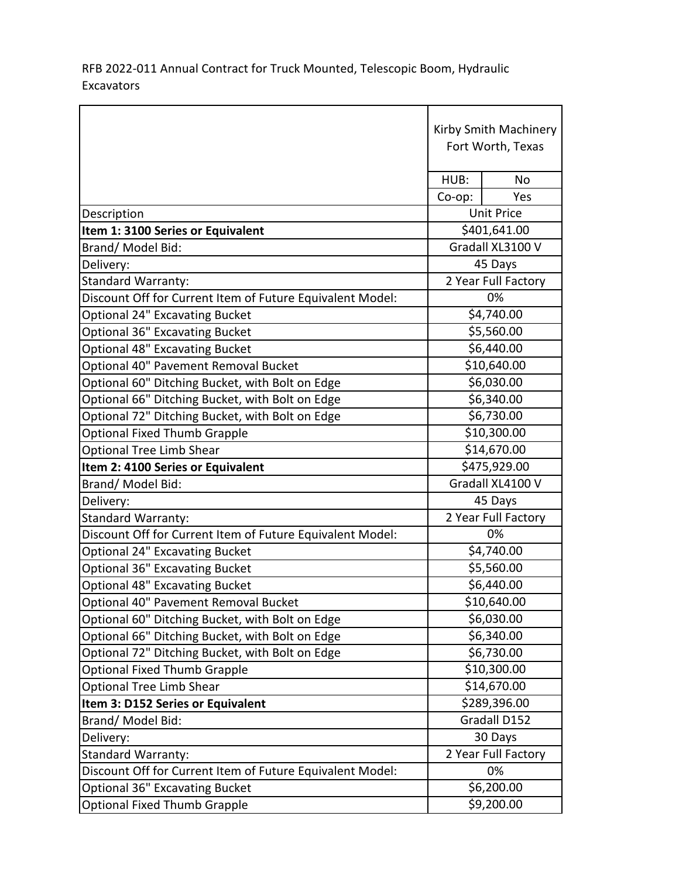RFB 2022-011 Annual Contract for Truck Mounted, Telescopic Boom, Hydraulic Excavators

| | Kirby Smith Machinery Fort Worth, Texas | |
|---|---|---|
| | HUB: | No |
| | Co-op: | Yes |
| Description | Unit Price | |
| **Item 1: 3100 Series or Equivalent** | $401,641.00 | |
| Brand/ Model Bid: | Gradall XL3100 V | |
| Delivery: | 45 Days | |
| Standard Warranty: | 2 Year Full Factory | |
| Discount Off for Current Item of Future Equivalent Model: | 0% | |
| Optional 24" Excavating Bucket | $4,740.00 | |
| Optional 36" Excavating Bucket | $5,560.00 | |
| Optional 48" Excavating Bucket | $6,440.00 | |
| Optional 40" Pavement Removal Bucket | $10,640.00 | |
| Optional 60" Ditching Bucket, with Bolt on Edge | $6,030.00 | |
| Optional 66" Ditching Bucket, with Bolt on Edge | $6,340.00 | |
| Optional 72" Ditching Bucket, with Bolt on Edge | $6,730.00 | |
| Optional Fixed Thumb Grapple | $10,300.00 | |
| Optional Tree Limb Shear | $14,670.00 | |
| **Item 2: 4100 Series or Equivalent** | $475,929.00 | |
| Brand/ Model Bid: | Gradall XL4100 V | |
| Delivery: | 45 Days | |
| Standard Warranty: | 2 Year Full Factory | |
| Discount Off for Current Item of Future Equivalent Model: | 0% | |
| Optional 24" Excavating Bucket | $4,740.00 | |
| Optional 36" Excavating Bucket | $5,560.00 | |
| Optional 48" Excavating Bucket | $6,440.00 | |
| Optional 40" Pavement Removal Bucket | $10,640.00 | |
| Optional 60" Ditching Bucket, with Bolt on Edge | $6,030.00 | |
| Optional 66" Ditching Bucket, with Bolt on Edge | $6,340.00 | |
| Optional 72" Ditching Bucket, with Bolt on Edge | $6,730.00 | |
| Optional Fixed Thumb Grapple | $10,300.00 | |
| Optional Tree Limb Shear | $14,670.00 | |
| **Item 3: D152 Series or Equivalent** | $289,396.00 | |
| Brand/ Model Bid: | Gradall D152 | |
| Delivery: | 30 Days | |
| Standard Warranty: | 2 Year Full Factory | |
| Discount Off for Current Item of Future Equivalent Model: | 0% | |
| Optional 36" Excavating Bucket | $6,200.00 | |
| Optional Fixed Thumb Grapple | $9,200.00 | |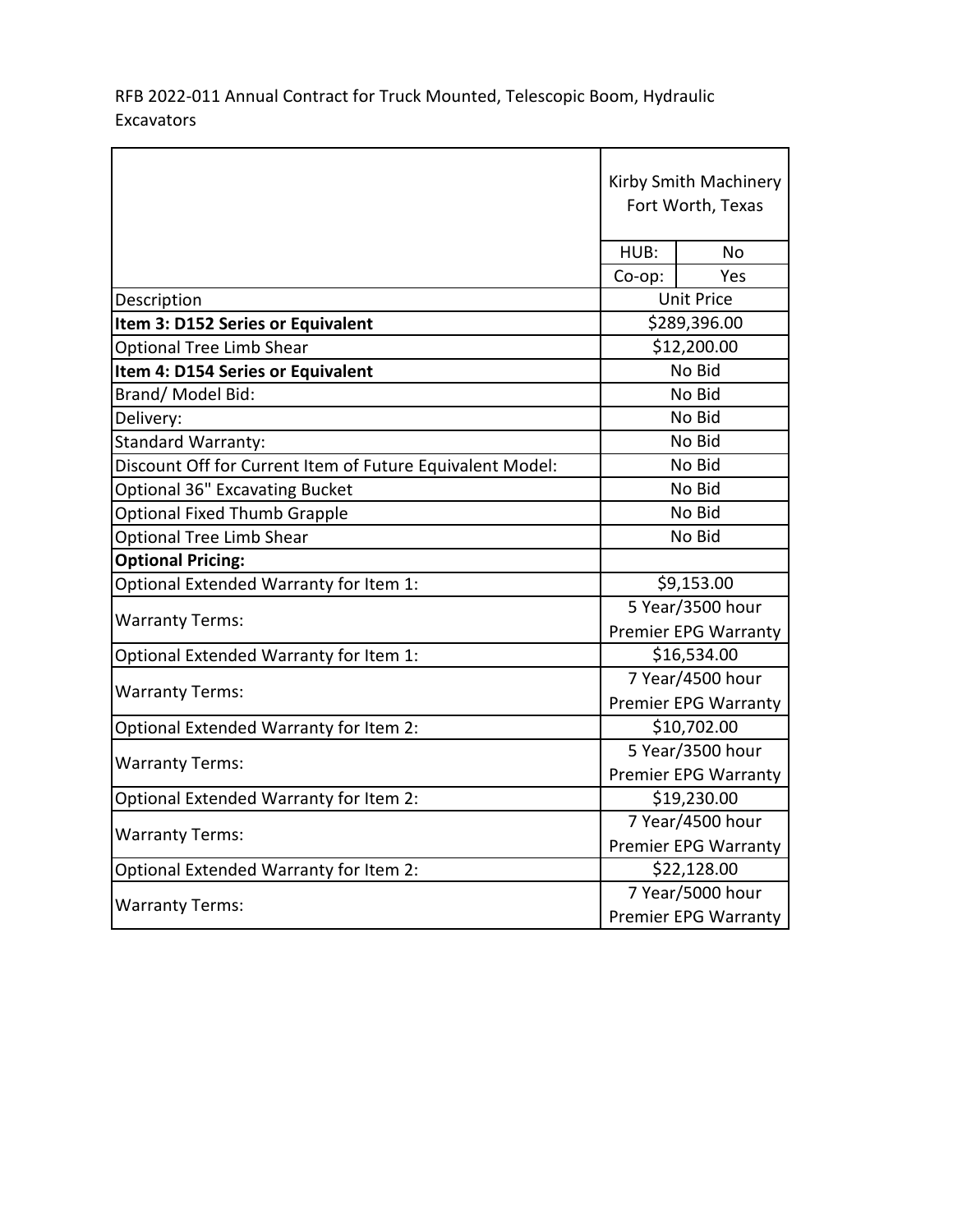RFB 2022-011 Annual Contract for Truck Mounted, Telescopic Boom, Hydraulic Excavators

| | Kirby Smith Machinery Fort Worth, Texas | |
|---|---|---|
| | HUB: | No |
| | Co-op: | Yes |
| Description | Unit Price | |
| **Item 3: D152 Series or Equivalent** | $289,396.00 | |
| Optional Tree Limb Shear | $12,200.00 | |
| **Item 4: D154 Series or Equivalent** | No Bid | |
| Brand/ Model Bid: | No Bid | |
| Delivery: | No Bid | |
| Standard Warranty: | No Bid | |
| Discount Off for Current Item of Future Equivalent Model: | No Bid | |
| Optional 36" Excavating Bucket | No Bid | |
| Optional Fixed Thumb Grapple | No Bid | |
| Optional Tree Limb Shear | No Bid | |
| **Optional Pricing:** | | |
| Optional Extended Warranty for Item 1: | $9,153.00 | |
| Warranty Terms: | 5 Year/3500 hour Premier EPG Warranty | |
| Optional Extended Warranty for Item 1: | $16,534.00 | |
| Warranty Terms: | 7 Year/4500 hour Premier EPG Warranty | |
| Optional Extended Warranty for Item 2: | $10,702.00 | |
| Warranty Terms: | 5 Year/3500 hour Premier EPG Warranty | |
| Optional Extended Warranty for Item 2: | $19,230.00 | |
| Warranty Terms: | 7 Year/4500 hour Premier EPG Warranty | |
| Optional Extended Warranty for Item 2: | $22,128.00 | |
| Warranty Terms: | 7 Year/5000 hour Premier EPG Warranty | |